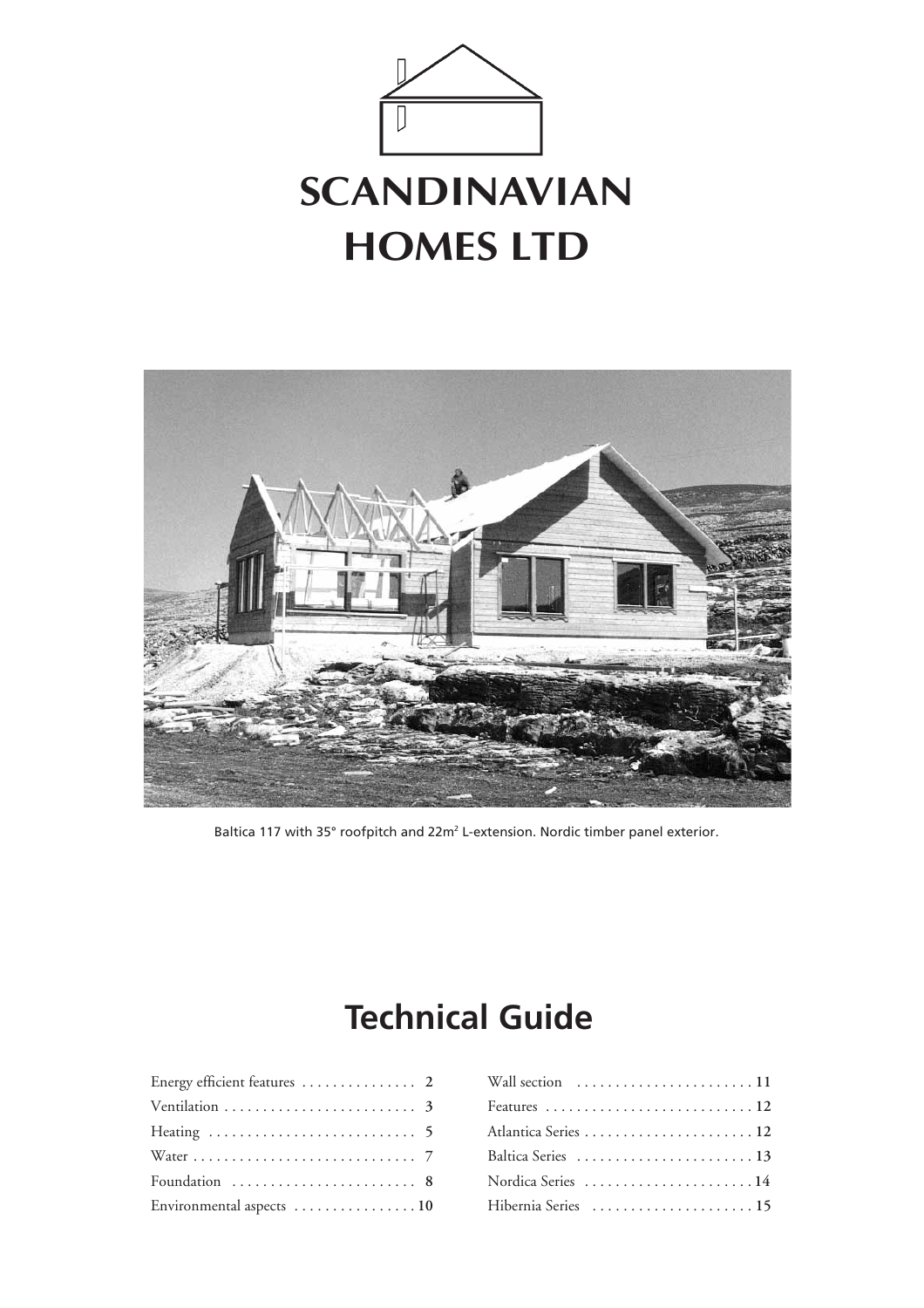# SCANDINAVIAN HOMES LTD

Baltica 117 with 35° roofpitch and 22m² L-extension. Nordic timber panel exterior.

## Technical Guide

| | |
|---|---|
| Energy efficient features | 2 |
| Ventilation | 3 |
| Heating | 5 |
| Water | 7 |
| Foundation | 8 |
| Environmental aspects | 10 |
| Wall section | 11 |
| Features | 12 |
| Atlantica Series | 12 |
| Baltica Series | 13 |
| Nordica Series | 14 |
| Hibernia Series | 15 |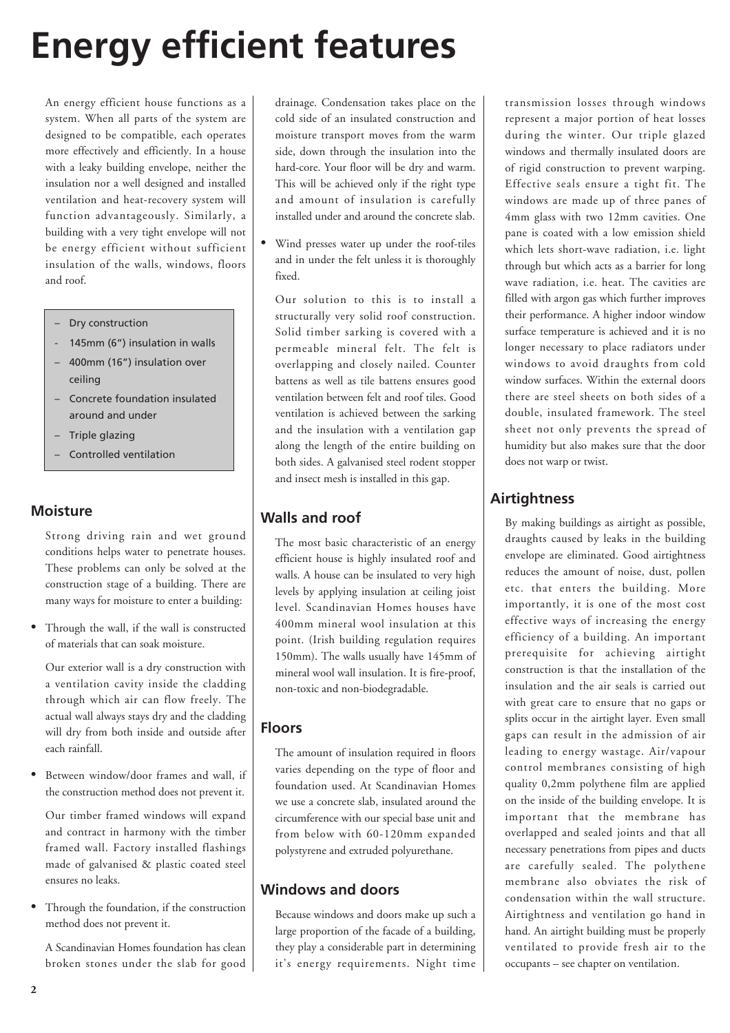# Energy efficient features

An energy efficient house functions as a system. When all parts of the system are designed to be compatible, each operates more effectively and efficiently. In a house with a leaky building envelope, neither the insulation nor a well designed and installed ventilation and heat-recovery system will function advantageously. Similarly, a building with a very tight envelope will not be energy efficient without sufficient insulation of the walls, windows, floors and roof.

- Dry construction
- 145mm (6") insulation in walls
- 400mm (16") insulation over ceiling
- Concrete foundation insulated around and under
- Triple glazing
- Controlled ventilation

## Moisture

Strong driving rain and wet ground conditions helps water to penetrate houses. These problems can only be solved at the construction stage of a building. There are many ways for moisture to enter a building:

- Through the wall, if the wall is constructed of materials that can soak moisture.

  Our exterior wall is a dry construction with a ventilation cavity inside the cladding through which air can flow freely. The actual wall always stays dry and the cladding will dry from both inside and outside after each rainfall.

- Between window/door frames and wall, if the construction method does not prevent it.

  Our timber framed windows will expand and contract in harmony with the timber framed wall. Factory installed flashings made of galvanised & plastic coated steel ensures no leaks.

- Through the foundation, if the construction method does not prevent it.

  A Scandinavian Homes foundation has clean broken stones under the slab for good drainage. Condensation takes place on the cold side of an insulated construction and moisture transport moves from the warm side, down through the insulation into the hard-core. Your floor will be dry and warm. This will be achieved only if the right type and amount of insulation is carefully installed under and around the concrete slab.

- Wind presses water up under the roof-tiles and in under the felt unless it is thoroughly fixed.

  Our solution to this is to install a structurally very solid roof construction. Solid timber sarking is covered with a permeable mineral felt. The felt is overlapping and closely nailed. Counter battens as well as tile battens ensures good ventilation between felt and roof tiles. Good ventilation is achieved between the sarking and the insulation with a ventilation gap along the length of the entire building on both sides. A galvanised steel rodent stopper and insect mesh is installed in this gap.

## Walls and roof

The most basic characteristic of an energy efficient house is highly insulated roof and walls. A house can be insulated to very high levels by applying insulation at ceiling joist level. Scandinavian Homes houses have 400mm mineral wool insulation at this point. (Irish building regulation requires 150mm). The walls usually have 145mm of mineral wool wall insulation. It is fire-proof, non-toxic and non-biodegradable.

## Floors

The amount of insulation required in floors varies depending on the type of floor and foundation used. At Scandinavian Homes we use a concrete slab, insulated around the circumference with our special base unit and from below with 60-120mm expanded polystyrene and extruded polyurethane.

## Windows and doors

Because windows and doors make up such a large proportion of the facade of a building, they play a considerable part in determining it's energy requirements. Night time transmission losses through windows represent a major portion of heat losses during the winter. Our triple glazed windows and thermally insulated doors are of rigid construction to prevent warping. Effective seals ensure a tight fit. The windows are made up of three panes of 4mm glass with two 12mm cavities. One pane is coated with a low emission shield which lets short-wave radiation, i.e. light through but which acts as a barrier for long wave radiation, i.e. heat. The cavities are filled with argon gas which further improves their performance. A higher indoor window surface temperature is achieved and it is no longer necessary to place radiators under windows to avoid draughts from cold window surfaces. Within the external doors there are steel sheets on both sides of a double, insulated framework. The steel sheet not only prevents the spread of humidity but also makes sure that the door does not warp or twist.

## Airtightness

By making buildings as airtight as possible, draughts caused by leaks in the building envelope are eliminated. Good airtightness reduces the amount of noise, dust, pollen etc. that enters the building. More importantly, it is one of the most cost effective ways of increasing the energy efficiency of a building. An important prerequisite for achieving airtight construction is that the installation of the insulation and the air seals is carried out with great care to ensure that no gaps or splits occur in the airtight layer. Even small gaps can result in the admission of air leading to energy wastage. Air/vapour control membranes consisting of high quality 0,2mm polythene film are applied on the inside of the building envelope. It is important that the membrane has overlapped and sealed joints and that all necessary penetrations from pipes and ducts are carefully sealed. The polythene membrane also obviates the risk of condensation within the wall structure. Airtightness and ventilation go hand in hand. An airtight building must be properly ventilated to provide fresh air to the occupants – see chapter on ventilation.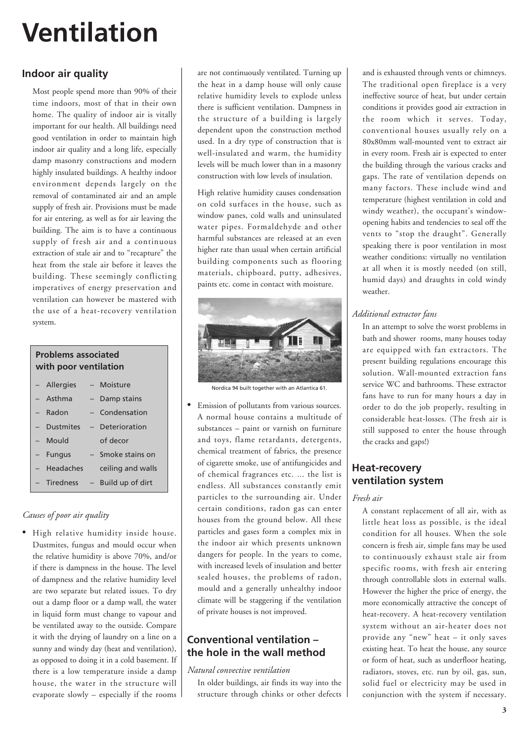# Ventilation

## Indoor air quality

Most people spend more than 90% of their time indoors, most of that in their own home. The quality of indoor air is vitally important for our health. All buildings need good ventilation in order to maintain high indoor air quality and a long life, especially damp masonry constructions and modern highly insulated buildings. A healthy indoor environment depends largely on the removal of contaminated air and an ample supply of fresh air. Provisions must be made for air entering, as well as for air leaving the building. The aim is to have a continuous supply of fresh air and a continuous extraction of stale air and to "recapture" the heat from the stale air before it leaves the building. These seemingly conflicting imperatives of energy preservation and ventilation can however be mastered with the use of a heat-recovery ventilation system.

**Problems associated with poor ventilation**

- Allergies
- Asthma
- Radon
- Dustmites
- Mould
- Fungus
- Headaches
- Tiredness
- Moisture
- Damp stains
- Condensation
- Deterioration of decor
- Smoke stains on ceiling and walls
- Build up of dirt

*Causes of poor air quality*

- High relative humidity inside house. Dustmites, fungus and mould occur when the relative humidity is above 70%, and/or if there is dampness in the house. The level of dampness and the relative humidity level are two separate but related issues. To dry out a damp floor or a damp wall, the water in liquid form must change to vapour and be ventilated away to the outside. Compare it with the drying of laundry on a line on a sunny and windy day (heat and ventilation), as opposed to doing it in a cold basement. If there is a low temperature inside a damp house, the water in the structure will evaporate slowly – especially if the rooms are not continuously ventilated. Turning up the heat in a damp house will only cause relative humidity levels to explode unless there is sufficient ventilation. Dampness in the structure of a building is largely dependent upon the construction method used. In a dry type of construction that is well-insulated and warm, the humidity levels will be much lower than in a masonry construction with low levels of insulation.

  High relative humidity causes condensation on cold surfaces in the house, such as window panes, cold walls and uninsulated water pipes. Formaldehyde and other harmful substances are released at an even higher rate than usual when certain artificial building components such as flooring materials, chipboard, putty, adhesives, paints etc. come in contact with moisture.

Nordica 94 built together with an Atlantica 61.

- Emission of pollutants from various sources. A normal house contains a multitude of substances – paint or varnish on furniture and toys, flame retardants, detergents, chemical treatment of fabrics, the presence of cigarette smoke, use of antifungicides and of chemical fragrances etc. ... the list is endless. All substances constantly emit particles to the surrounding air. Under certain conditions, radon gas can enter houses from the ground below. All these particles and gases form a complex mix in the indoor air which presents unknown dangers for people. In the years to come, with increased levels of insulation and better sealed houses, the problems of radon, mould and a generally unhealthy indoor climate will be staggering if the ventilation of private houses is not improved.

## Conventional ventilation – the hole in the wall method

*Natural convective ventilation*

In older buildings, air finds its way into the structure through chinks or other defects and is exhausted through vents or chimneys. The traditional open fireplace is a very ineffective source of heat, but under certain conditions it provides good air extraction in the room which it serves. Today, conventional houses usually rely on a 80x80mm wall-mounted vent to extract air in every room. Fresh air is expected to enter the building through the various cracks and gaps. The rate of ventilation depends on many factors. These include wind and temperature (highest ventilation in cold and windy weather), the occupant's window-opening habits and tendencies to seal off the vents to "stop the draught". Generally speaking there is poor ventilation in most weather conditions: virtually no ventilation at all when it is mostly needed (on still, humid days) and draughts in cold windy weather.

*Additional extractor fans*

In an attempt to solve the worst problems in bath and shower rooms, many houses today are equipped with fan extractors. The present building regulations encourage this solution. Wall-mounted extraction fans service WC and bathrooms. These extractor fans have to run for many hours a day in order to do the job properly, resulting in considerable heat-losses. (The fresh air is still supposed to enter the house through the cracks and gaps!)

## Heat-recovery ventilation system

*Fresh air*

A constant replacement of all air, with as little heat loss as possible, is the ideal condition for all houses. When the sole concern is fresh air, simple fans may be used to continuously exhaust stale air from specific rooms, with fresh air entering through controllable slots in external walls. However the higher the price of energy, the more economically attractive the concept of heat-recovery. A heat-recovery ventilation system without an air-heater does not provide any "new" heat – it only saves existing heat. To heat the house, any source or form of heat, such as underfloor heating, radiators, stoves, etc. run by oil, gas, sun, solid fuel or electricity may be used in conjunction with the system if necessary.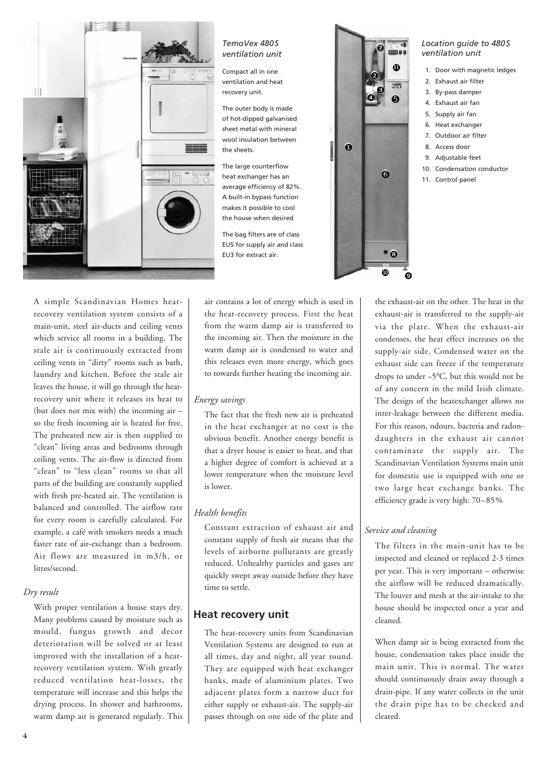*TemoVex 480S ventilation unit*

Compact all in one ventilation and heat recovery unit.

The outer body is made of hot-dipped galvanised sheet metal with mineral wool insulation between the sheets.

The large counterflow heat exchanger has an average efficiency of 82%. A built-in bypass function makes it possible to cool the house when desired

The bag filters are of class EU5 for supply air and class EU3 for extract air.

*Location guide to 480S ventilation unit*

1. Door with magnetic ledges
2. Exhaust air filter
3. By-pass damper
4. Exhaust air fan
5. Supply air fan
6. Heat exchanger
7. Outdoor air filter
8. Access door
9. Adjustable feet
10. Condensation conductor
11. Control panel

A simple Scandinavian Homes heat-recovery ventilation system consists of a main-unit, steel air-ducts and ceiling vents which service all rooms in a building. The stale air is continuously extracted from ceiling vents in "dirty" rooms such as bath, laundry and kitchen. Before the stale air leaves the house, it will go through the heat-recovery unit where it releases its heat to (but does not mix with) the incoming air – so the fresh incoming air is heated for free. The preheated new air is then supplied to "clean" living areas and bedrooms through ceiling vents. The air-flow is directed from "clean" to "less clean" rooms so that all parts of the building are constantly supplied with fresh pre-heated air. The ventilation is balanced and controlled. The airflow rate for every room is carefully calculated. For example, a café with smokers needs a much faster rate of air-exchange than a bedroom. Air flows are measured in m3/h, or litres/second.

*Dry result*

With proper ventilation a house stays dry. Many problems caused by moisture such as mould, fungus growth and decor deterioration will be solved or at least improved with the installation of a heat-recovery ventilation system. With greatly reduced ventilation heat-losses, the temperature will increase and this helps the drying process. In shower and bathrooms, warm damp air is generated regularly. This air contains a lot of energy which is used in the heat-recovery process. First the heat from the warm damp air is transferred to the incoming air. Then the moisture in the warm damp air is condensed to water and this releases even more energy, which goes to towards further heating the incoming air.

*Energy savings*

The fact that the fresh new air is preheated in the heat exchanger at no cost is the obvious benefit. Another energy benefit is that a dryer house is easier to heat, and that a higher degree of comfort is achieved at a lower temperature when the moisture level is lower.

*Health benefits*

Constant extraction of exhaust air and constant supply of fresh air means that the levels of airborne pollutants are greatly reduced. Unhealthy particles and gases are quickly swept away outside before they have time to settle.

## Heat recovery unit

The heat-recovery units from Scandinavian Ventilation Systems are designed to run at all times, day and night, all year round. They are equipped with heat exchanger banks, made of aluminium plates. Two adjacent plates form a narrow duct for either supply or exhaust-air. The supply-air passes through on one side of the plate and the exhaust-air on the other. The heat in the exhaust-air is transferred to the supply-air via the plate. When the exhaust-air condenses, the heat effect increases on the supply-air side. Condensed water on the exhaust side can freeze if the temperature drops to under –5°C, but this would not be of any concern in the mild Irish climate. The design of the heatexchanger allows no inter-leakage between the different media. For this reason, odours, bacteria and radon-daughters in the exhaust air cannot contaminate the supply air. The Scandinavian Ventilation Systems main unit for domestic use is equipped with one or two large heat exchange banks. The efficiency grade is very high: 70–85%

*Service and cleaning*

The filters in the main-unit has to be inspected and cleaned or replaced 2-3 times per year. This is very important – otherwise the airflow will be reduced dramatically. The louver and mesh at the air-intake to the house should be inspected once a year and cleaned.

When damp air is being extracted from the house, condensation takes place inside the main unit. This is normal. The water should continuously drain away through a drain-pipe. If any water collects in the unit the drain pipe has to be checked and cleared.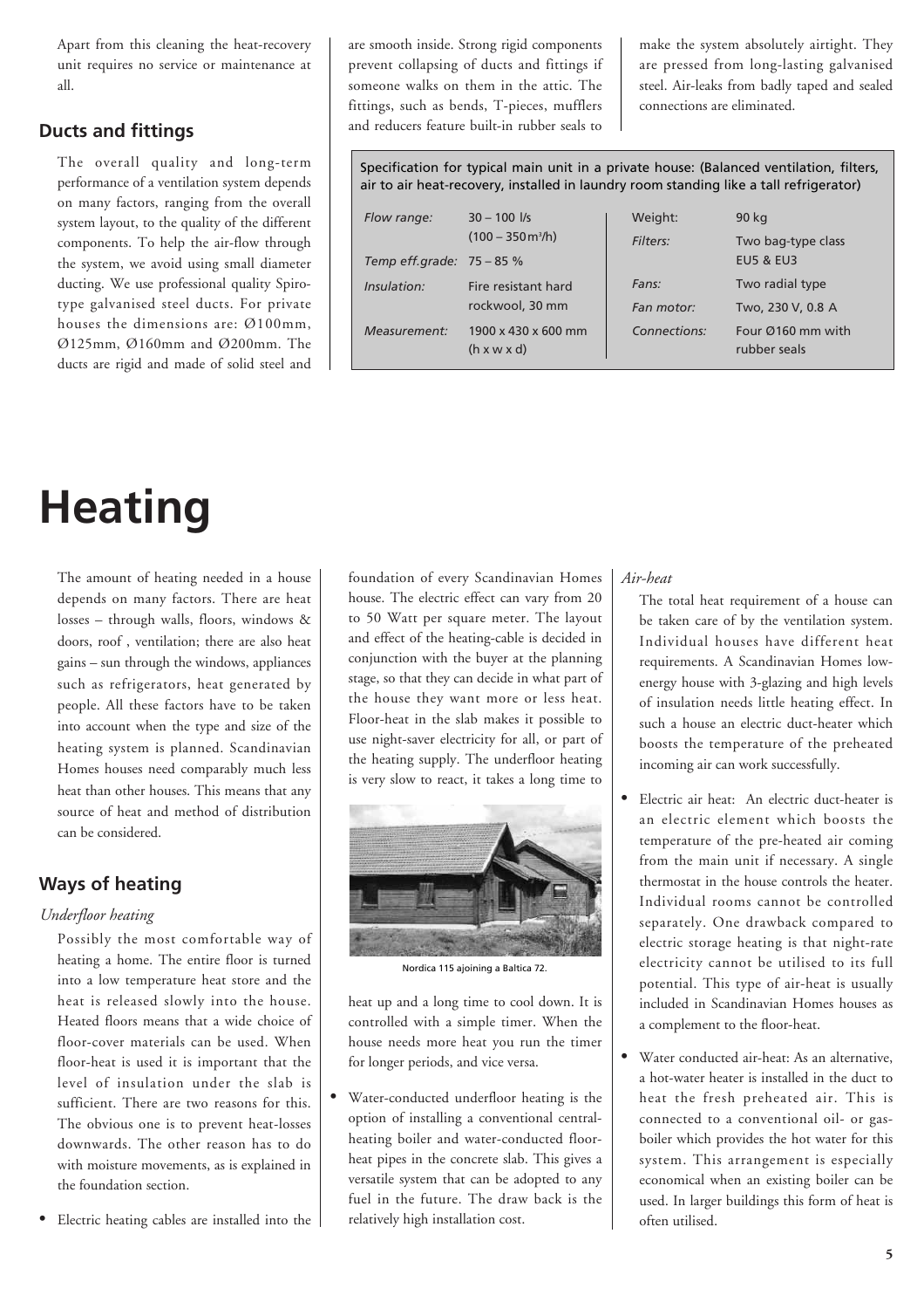Apart from this cleaning the heat-recovery unit requires no service or maintenance at all.

## Ducts and fittings

The overall quality and long-term performance of a ventilation system depends on many factors, ranging from the overall system layout, to the quality of the different components. To help the air-flow through the system, we avoid using small diameter ducting. We use professional quality Spiro-type galvanised steel ducts. For private houses the dimensions are: Ø100mm, Ø125mm, Ø160mm and Ø200mm. The ducts are rigid and made of solid steel and are smooth inside. Strong rigid components prevent collapsing of ducts and fittings if someone walks on them in the attic. The fittings, such as bends, T-pieces, mufflers and reducers feature built-in rubber seals to make the system absolutely airtight. They are pressed from long-lasting galvanised steel. Air-leaks from badly taped and sealed connections are eliminated.

Specification for typical main unit in a private house: (Balanced ventilation, filters, air to air heat-recovery, installed in laundry room standing like a tall refrigerator)

| | | | |
|---|---|---|---|
| *Flow range:* | 30 – 100 l/s (100 – 350 $m^3$/h) | Weight: | 90 kg |
| *Temp eff.grade:* | 75 – 85 % | *Filters:* | Two bag-type class EU5 & EU3 |
| *Insulation:* | Fire resistant hard rockwool, 30 mm | *Fans:* | Two radial type |
| | | *Fan motor:* | Two, 230 V, 0.8 A |
| *Measurement:* | 1900 x 430 x 600 mm (h x w x d) | *Connections:* | Four Ø160 mm with rubber seals |

# Heating

The amount of heating needed in a house depends on many factors. There are heat losses – through walls, floors, windows & doors, roof , ventilation; there are also heat gains – sun through the windows, appliances such as refrigerators, heat generated by people. All these factors have to be taken into account when the type and size of the heating system is planned. Scandinavian Homes houses need comparably much less heat than other houses. This means that any source of heat and method of distribution can be considered.

## Ways of heating

*Underfloor heating*

Possibly the most comfortable way of heating a home. The entire floor is turned into a low temperature heat store and the heat is released slowly into the house. Heated floors means that a wide choice of floor-cover materials can be used. When floor-heat is used it is important that the level of insulation under the slab is sufficient. There are two reasons for this. The obvious one is to prevent heat-losses downwards. The other reason has to do with moisture movements, as is explained in the foundation section.

- Electric heating cables are installed into the foundation of every Scandinavian Homes house. The electric effect can vary from 20 to 50 Watt per square meter. The layout and effect of the heating-cable is decided in conjunction with the buyer at the planning stage, so that they can decide in what part of the house they want more or less heat. Floor-heat in the slab makes it possible to use night-saver electricity for all, or part of the heating supply. The underfloor heating is very slow to react, it takes a long time to heat up and a long time to cool down. It is controlled with a simple timer. When the house needs more heat you run the timer for longer periods, and vice versa.

Nordica 115 ajoining a Baltica 72.

- Water-conducted underfloor heating is the option of installing a conventional central-heating boiler and water-conducted floor-heat pipes in the concrete slab. This gives a versatile system that can be adopted to any fuel in the future. The draw back is the relatively high installation cost.

*Air-heat*

The total heat requirement of a house can be taken care of by the ventilation system. Individual houses have different heat requirements. A Scandinavian Homes low-energy house with 3-glazing and high levels of insulation needs little heating effect. In such a house an electric duct-heater which boosts the temperature of the preheated incoming air can work successfully.

- Electric air heat: An electric duct-heater is an electric element which boosts the temperature of the pre-heated air coming from the main unit if necessary. A single thermostat in the house controls the heater. Individual rooms cannot be controlled separately. One drawback compared to electric storage heating is that night-rate electricity cannot be utilised to its full potential. This type of air-heat is usually included in Scandinavian Homes houses as a complement to the floor-heat.

- Water conducted air-heat: As an alternative, a hot-water heater is installed in the duct to heat the fresh preheated air. This is connected to a conventional oil- or gas-boiler which provides the hot water for this system. This arrangement is especially economical when an existing boiler can be used. In larger buildings this form of heat is often utilised.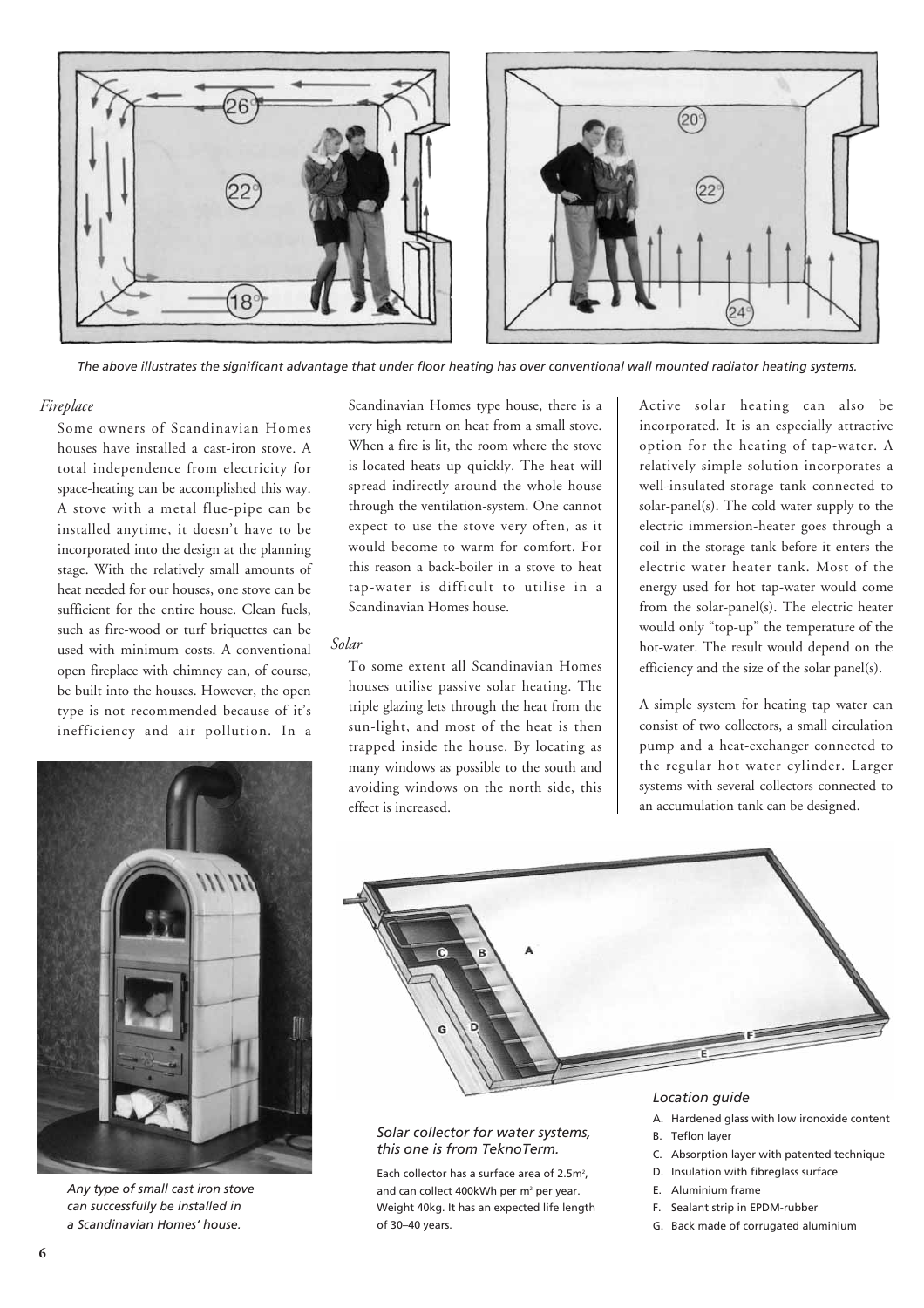*The above illustrates the significant advantage that under floor heating has over conventional wall mounted radiator heating systems.*

*Fireplace*

Some owners of Scandinavian Homes houses have installed a cast-iron stove. A total independence from electricity for space-heating can be accomplished this way. A stove with a metal flue-pipe can be installed anytime, it doesn't have to be incorporated into the design at the planning stage. With the relatively small amounts of heat needed for our houses, one stove can be sufficient for the entire house. Clean fuels, such as fire-wood or turf briquettes can be used with minimum costs. A conventional open fireplace with chimney can, of course, be built into the houses. However, the open type is not recommended because of it's inefficiency and air pollution. In a Scandinavian Homes type house, there is a very high return on heat from a small stove. When a fire is lit, the room where the stove is located heats up quickly. The heat will spread indirectly around the whole house through the ventilation-system. One cannot expect to use the stove very often, as it would become to warm for comfort. For this reason a back-boiler in a stove to heat tap-water is difficult to utilise in a Scandinavian Homes house.

*Any type of small cast iron stove can successfully be installed in a Scandinavian Homes' house.*

*Solar*

To some extent all Scandinavian Homes houses utilise passive solar heating. The triple glazing lets through the heat from the sun-light, and most of the heat is then trapped inside the house. By locating as many windows as possible to the south and avoiding windows on the north side, this effect is increased.

Active solar heating can also be incorporated. It is an especially attractive option for the heating of tap-water. A relatively simple solution incorporates a well-insulated storage tank connected to solar-panel(s). The cold water supply to the electric immersion-heater goes through a coil in the storage tank before it enters the electric water heater tank. Most of the energy used for hot tap-water would come from the solar-panel(s). The electric heater would only "top-up" the temperature of the hot-water. The result would depend on the efficiency and the size of the solar panel(s).

A simple system for heating tap water can consist of two collectors, a small circulation pump and a heat-exchanger connected to the regular hot water cylinder. Larger systems with several collectors connected to an accumulation tank can be designed.

*Solar collector for water systems, this one is from TeknoTerm.*

Each collector has a surface area of 2.5m$^2$, and can collect 400kWh per m$^2$ per year. Weight 40kg. It has an expected life length of 30–40 years.

*Location guide*

A. Hardened glass with low ironoxide content
B. Teflon layer
C. Absorption layer with patented technique
D. Insulation with fibreglass surface
E. Aluminium frame
F. Sealant strip in EPDM-rubber
G. Back made of corrugated aluminium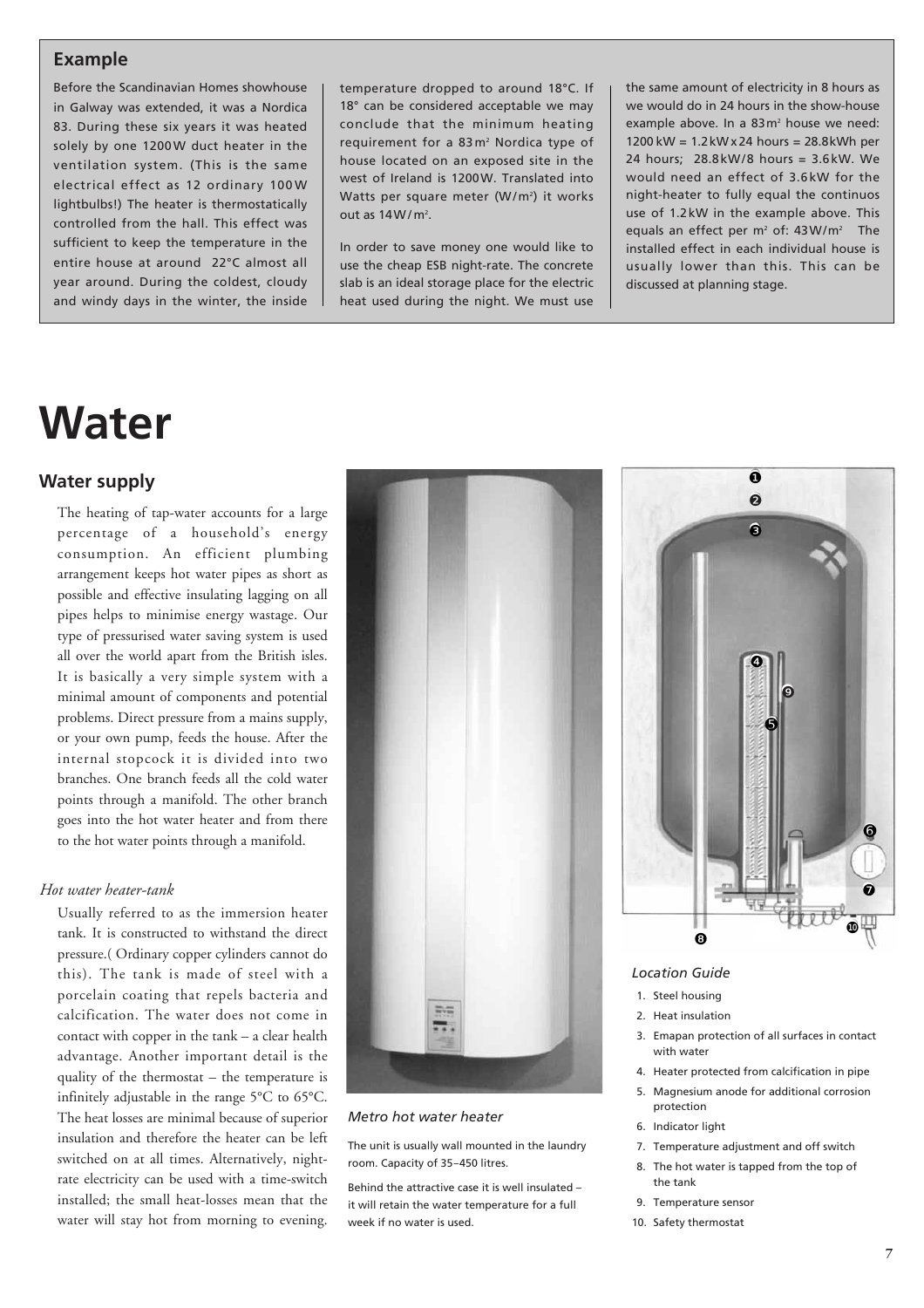## Example

Before the Scandinavian Homes showhouse in Galway was extended, it was a Nordica 83. During these six years it was heated solely by one 1200W duct heater in the ventilation system. (This is the same electrical effect as 12 ordinary 100W lightbulbs!) The heater is thermostatically controlled from the hall. This effect was sufficient to keep the temperature in the entire house at around 22°C almost all year around. During the coldest, cloudy and windy days in the winter, the inside temperature dropped to around 18°C. If 18° can be considered acceptable we may conclude that the minimum heating requirement for a 83 m² Nordica type of house located on an exposed site in the west of Ireland is 1200W. Translated into Watts per square meter (W/m²) it works out as 14W/m².

In order to save money one would like to use the cheap ESB night-rate. The concrete slab is an ideal storage place for the electric heat used during the night. We must use the same amount of electricity in 8 hours as we would do in 24 hours in the show-house example above. In a 83m² house we need: 1200 kW = 1.2kW x 24 hours = 28.8kWh per 24 hours; 28.8kW/8 hours = 3.6kW. We would need an effect of 3.6kW for the night-heater to fully equal the continuos use of 1.2kW in the example above. This equals an effect per m² of: 43W/m² The installed effect in each individual house is usually lower than this. This can be discussed at planning stage.

# Water

## Water supply

The heating of tap-water accounts for a large percentage of a household's energy consumption. An efficient plumbing arrangement keeps hot water pipes as short as possible and effective insulating lagging on all pipes helps to minimise energy wastage. Our type of pressurised water saving system is used all over the world apart from the British isles. It is basically a very simple system with a minimal amount of components and potential problems. Direct pressure from a mains supply, or your own pump, feeds the house. After the internal stopcock it is divided into two branches. One branch feeds all the cold water points through a manifold. The other branch goes into the hot water heater and from there to the hot water points through a manifold.

### *Hot water heater-tank*

Usually referred to as the immersion heater tank. It is constructed to withstand the direct pressure.( Ordinary copper cylinders cannot do this). The tank is made of steel with a porcelain coating that repels bacteria and calcification. The water does not come in contact with copper in the tank – a clear health advantage. Another important detail is the quality of the thermostat – the temperature is infinitely adjustable in the range 5°C to 65°C. The heat losses are minimal because of superior insulation and therefore the heater can be left switched on at all times. Alternatively, night-rate electricity can be used with a time-switch installed; the small heat-losses mean that the water will stay hot from morning to evening.

*Metro hot water heater*

The unit is usually wall mounted in the laundry room. Capacity of 35–450 litres.

Behind the attractive case it is well insulated – it will retain the water temperature for a full week if no water is used.

*Location Guide*

1. Steel housing
2. Heat insulation
3. Emapan protection of all surfaces in contact with water
4. Heater protected from calcification in pipe
5. Magnesium anode for additional corrosion protection
6. Indicator light
7. Temperature adjustment and off switch
8. The hot water is tapped from the top of the tank
9. Temperature sensor
10. Safety thermostat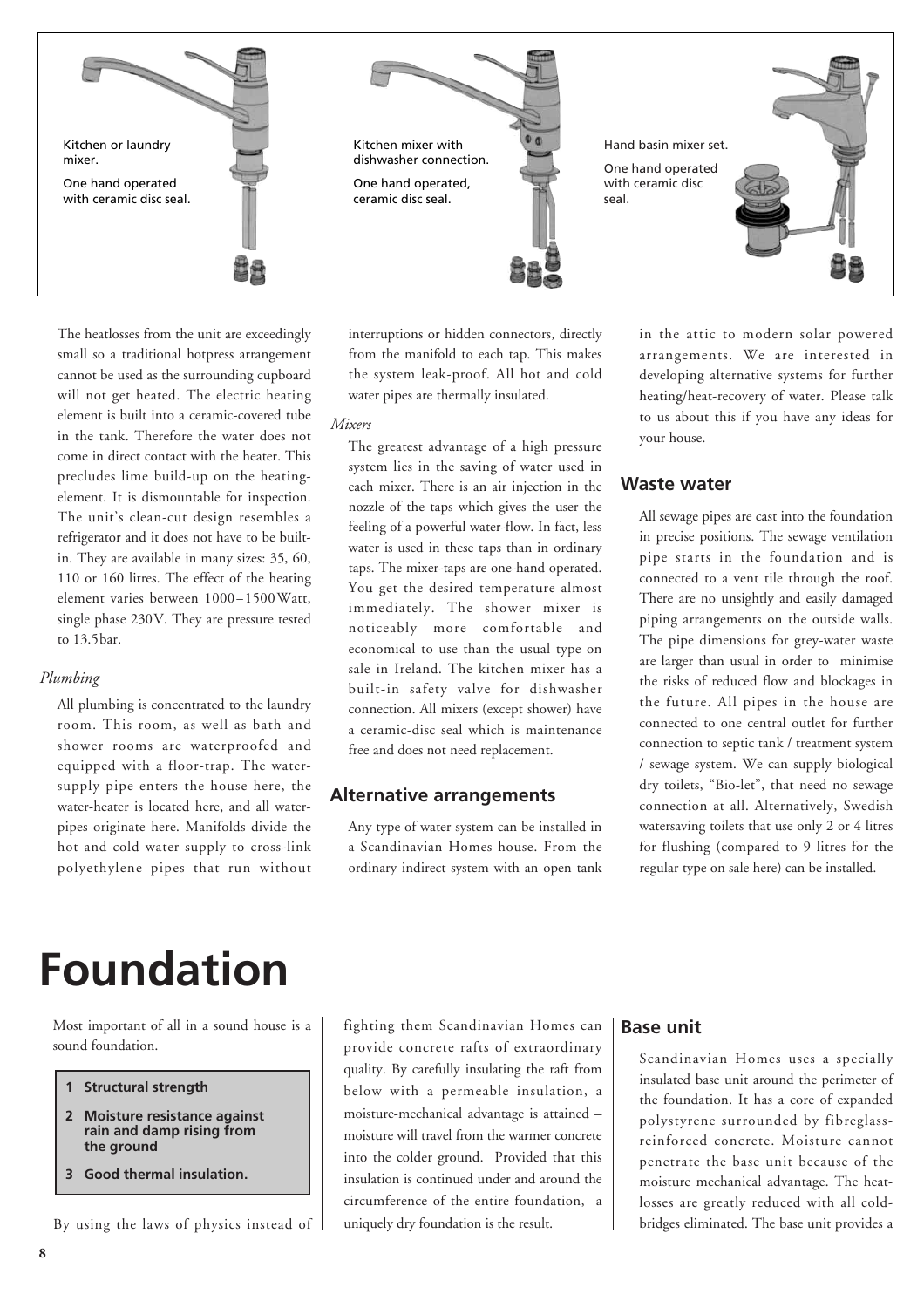Kitchen or laundry mixer.

One hand operated with ceramic disc seal.

Kitchen mixer with dishwasher connection.

One hand operated, ceramic disc seal.

Hand basin mixer set.

One hand operated with ceramic disc seal.

The heatlosses from the unit are exceedingly small so a traditional hotpress arrangement cannot be used as the surrounding cupboard will not get heated. The electric heating element is built into a ceramic-covered tube in the tank. Therefore the water does not come in direct contact with the heater. This precludes lime build-up on the heating-element. It is dismountable for inspection. The unit's clean-cut design resembles a refrigerator and it does not have to be built-in. They are available in many sizes: 35, 60, 110 or 160 litres. The effect of the heating element varies between 1000–1500 Watt, single phase 230V. They are pressure tested to 13.5bar.

*Plumbing*

All plumbing is concentrated to the laundry room. This room, as well as bath and shower rooms are waterproofed and equipped with a floor-trap. The water-supply pipe enters the house here, the water-heater is located here, and all water-pipes originate here. Manifolds divide the hot and cold water supply to cross-link polyethylene pipes that run without interruptions or hidden connectors, directly from the manifold to each tap. This makes the system leak-proof. All hot and cold water pipes are thermally insulated.

*Mixers*

The greatest advantage of a high pressure system lies in the saving of water used in each mixer. There is an air injection in the nozzle of the taps which gives the user the feeling of a powerful water-flow. In fact, less water is used in these taps than in ordinary taps. The mixer-taps are one-hand operated. You get the desired temperature almost immediately. The shower mixer is noticeably more comfortable and economical to use than the usual type on sale in Ireland. The kitchen mixer has a built-in safety valve for dishwasher connection. All mixers (except shower) have a ceramic-disc seal which is maintenance free and does not need replacement.

## Alternative arrangements

Any type of water system can be installed in a Scandinavian Homes house. From the ordinary indirect system with an open tank in the attic to modern solar powered arrangements. We are interested in developing alternative systems for further heating/heat-recovery of water. Please talk to us about this if you have any ideas for your house.

## Waste water

All sewage pipes are cast into the foundation in precise positions. The sewage ventilation pipe starts in the foundation and is connected to a vent tile through the roof. There are no unsightly and easily damaged piping arrangements on the outside walls. The pipe dimensions for grey-water waste are larger than usual in order to minimise the risks of reduced flow and blockages in the future. All pipes in the house are connected to one central outlet for further connection to septic tank / treatment system / sewage system. We can supply biological dry toilets, "Bio-let", that need no sewage connection at all. Alternatively, Swedish watersaving toilets that use only 2 or 4 litres for flushing (compared to 9 litres for the regular type on sale here) can be installed.

# Foundation

Most important of all in a sound house is a sound foundation.

1. **Structural strength**
2. **Moisture resistance against rain and damp rising from the ground**
3. **Good thermal insulation.**

By using the laws of physics instead of fighting them Scandinavian Homes can provide concrete rafts of extraordinary quality. By carefully insulating the raft from below with a permeable insulation, a moisture-mechanical advantage is attained – moisture will travel from the warmer concrete into the colder ground. Provided that this insulation is continued under and around the circumference of the entire foundation, a uniquely dry foundation is the result.

## Base unit

Scandinavian Homes uses a specially insulated base unit around the perimeter of the foundation. It has a core of expanded polystyrene surrounded by fibreglass-reinforced concrete. Moisture cannot penetrate the base unit because of the moisture mechanical advantage. The heat-losses are greatly reduced with all cold-bridges eliminated. The base unit provides a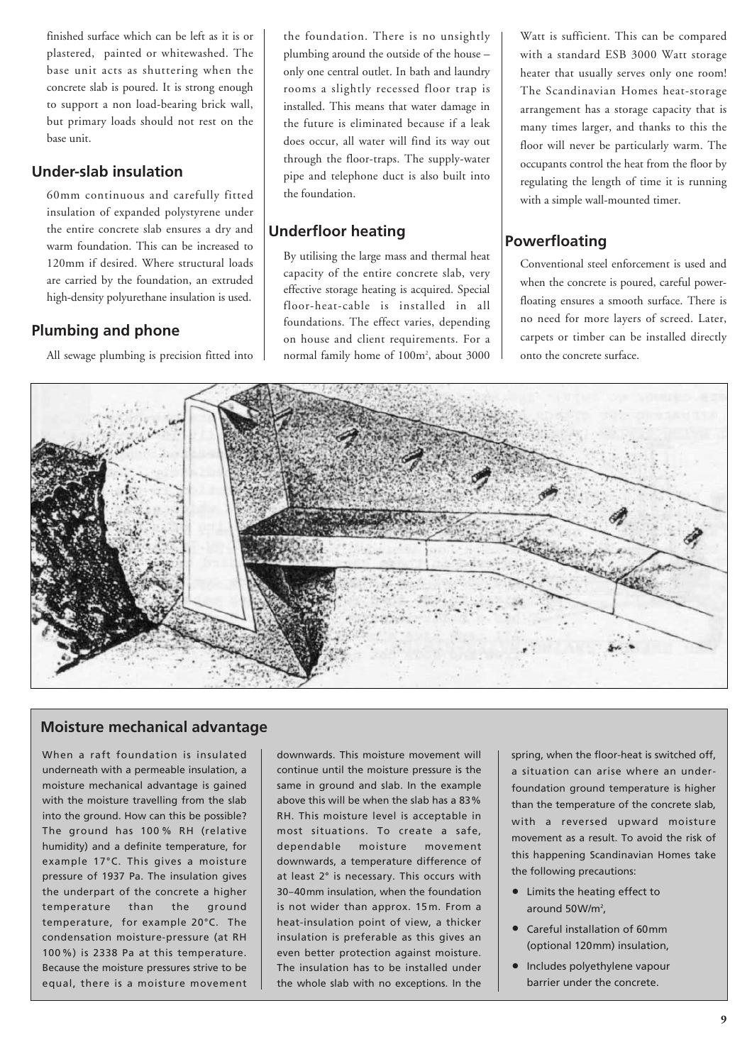finished surface which can be left as it is or plastered, painted or whitewashed. The base unit acts as shuttering when the concrete slab is poured. It is strong enough to support a non load-bearing brick wall, but primary loads should not rest on the base unit.

## Under-slab insulation

60mm continuous and carefully fitted insulation of expanded polystyrene under the entire concrete slab ensures a dry and warm foundation. This can be increased to 120mm if desired. Where structural loads are carried by the foundation, an extruded high-density polyurethane insulation is used.

## Plumbing and phone

All sewage plumbing is precision fitted into the foundation. There is no unsightly plumbing around the outside of the house – only one central outlet. In bath and laundry rooms a slightly recessed floor trap is installed. This means that water damage in the future is eliminated because if a leak does occur, all water will find its way out through the floor-traps. The supply-water pipe and telephone duct is also built into the foundation.

## Underfloor heating

By utilising the large mass and thermal heat capacity of the entire concrete slab, very effective storage heating is acquired. Special floor-heat-cable is installed in all foundations. The effect varies, depending on house and client requirements. For a normal family home of 100m², about 3000 Watt is sufficient. This can be compared with a standard ESB 3000 Watt storage heater that usually serves only one room! The Scandinavian Homes heat-storage arrangement has a storage capacity that is many times larger, and thanks to this the floor will never be particularly warm. The occupants control the heat from the floor by regulating the length of time it is running with a simple wall-mounted timer.

## Powerfloating

Conventional steel enforcement is used and when the concrete is poured, careful power-floating ensures a smooth surface. There is no need for more layers of screed. Later, carpets or timber can be installed directly onto the concrete surface.

## Moisture mechanical advantage

When a raft foundation is insulated underneath with a permeable insulation, a moisture mechanical advantage is gained with the moisture travelling from the slab into the ground. How can this be possible? The ground has 100 % RH (relative humidity) and a definite temperature, for example 17°C. This gives a moisture pressure of 1937 Pa. The insulation gives the underpart of the concrete a higher temperature than the ground temperature, for example 20°C. The condensation moisture-pressure (at RH 100 %) is 2338 Pa at this temperature. Because the moisture pressures strive to be equal, there is a moisture movement downwards. This moisture movement will continue until the moisture pressure is the same in ground and slab. In the example above this will be when the slab has a 83 % RH. This moisture level is acceptable in most situations. To create a safe, dependable moisture movement downwards, a temperature difference of at least 2° is necessary. This occurs with 30–40mm insulation, when the foundation is not wider than approx. 15 m. From a heat-insulation point of view, a thicker insulation is preferable as this gives an even better protection against moisture. The insulation has to be installed under the whole slab with no exceptions. In the spring, when the floor-heat is switched off, a situation can arise where an under-foundation ground temperature is higher than the temperature of the concrete slab, with a reversed upward moisture movement as a result. To avoid the risk of this happening Scandinavian Homes take the following precautions:

- Limits the heating effect to around 50W/m²,
- Careful installation of 60mm (optional 120mm) insulation,
- Includes polyethylene vapour barrier under the concrete.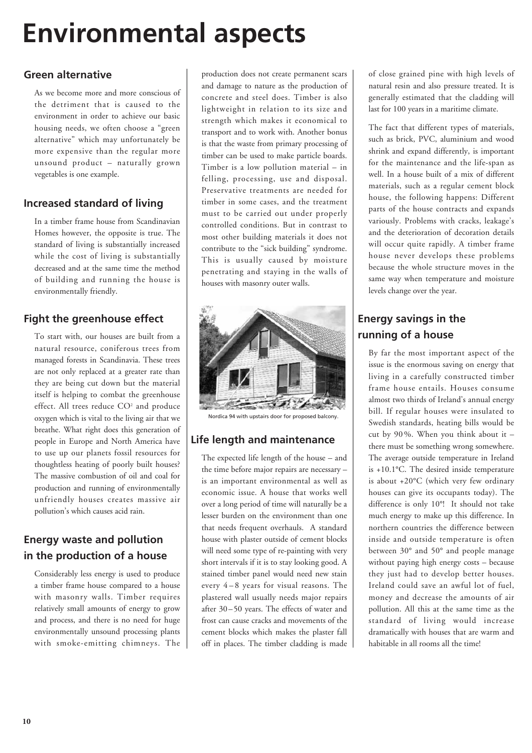# Environmental aspects

## Green alternative

As we become more and more conscious of the detriment that is caused to the environment in order to achieve our basic housing needs, we often choose a "green alternative" which may unfortunately be more expensive than the regular more unsound product – naturally grown vegetables is one example.

## Increased standard of living

In a timber frame house from Scandinavian Homes however, the opposite is true. The standard of living is substantially increased while the cost of living is substantially decreased and at the same time the method of building and running the house is environmentally friendly.

## Fight the greenhouse effect

To start with, our houses are built from a natural resource, coniferous trees from managed forests in Scandinavia. These trees are not only replaced at a greater rate than they are being cut down but the material itself is helping to combat the greenhouse effect. All trees reduce $CO^2$ and produce oxygen which is vital to the living air that we breathe. What right does this generation of people in Europe and North America have to use up our planets fossil resources for thoughtless heating of poorly built houses? The massive combustion of oil and coal for production and running of environmentally unfriendly houses creates massive air pollution's which causes acid rain.

## Energy waste and pollution in the production of a house

Considerably less energy is used to produce a timber frame house compared to a house with masonry walls. Timber requires relatively small amounts of energy to grow and process, and there is no need for huge environmentally unsound processing plants with smoke-emitting chimneys. The production does not create permanent scars and damage to nature as the production of concrete and steel does. Timber is also lightweight in relation to its size and strength which makes it economical to transport and to work with. Another bonus is that the waste from primary processing of timber can be used to make particle boards. Timber is a low pollution material – in felling, processing, use and disposal. Preservative treatments are needed for timber in some cases, and the treatment must to be carried out under properly controlled conditions. But in contrast to most other building materials it does not contribute to the "sick building" syndrome. This is usually caused by moisture penetrating and staying in the walls of houses with masonry outer walls.

Nordica 94 with upstairs door for proposed balcony.

## Life length and maintenance

The expected life length of the house – and the time before major repairs are necessary – is an important environmental as well as economic issue. A house that works well over a long period of time will naturally be a lesser burden on the environment than one that needs frequent overhauls. A standard house with plaster outside of cement blocks will need some type of re-painting with very short intervals if it is to stay looking good. A stained timber panel would need new stain every 4 – 8 years for visual reasons. The plastered wall usually needs major repairs after 30 – 50 years. The effects of water and frost can cause cracks and movements of the cement blocks which makes the plaster fall off in places. The timber cladding is made of close grained pine with high levels of natural resin and also pressure treated. It is generally estimated that the cladding will last for 100 years in a maritime climate.

The fact that different types of materials, such as brick, PVC, aluminium and wood shrink and expand differently, is important for the maintenance and the life-span as well. In a house built of a mix of different materials, such as a regular cement block house, the following happens: Different parts of the house contracts and expands variously. Problems with cracks, leakage's and the deterioration of decoration details will occur quite rapidly. A timber frame house never develops these problems because the whole structure moves in the same way when temperature and moisture levels change over the year.

## Energy savings in the running of a house

By far the most important aspect of the issue is the enormous saving on energy that living in a carefully constructed timber frame house entails. Houses consume almost two thirds of Ireland's annual energy bill. If regular houses were insulated to Swedish standards, heating bills would be cut by 90 %. When you think about it – there must be something wrong somewhere. The average outside temperature in Ireland is +10.1°C. The desired inside temperature is about +20°C (which very few ordinary houses can give its occupants today). The difference is only 10°! It should not take much energy to make up this difference. In northern countries the difference between inside and outside temperature is often between 30° and 50° and people manage without paying high energy costs – because they just had to develop better houses. Ireland could save an awful lot of fuel, money and decrease the amounts of air pollution. All this at the same time as the standard of living would increase dramatically with houses that are warm and habitable in all rooms all the time!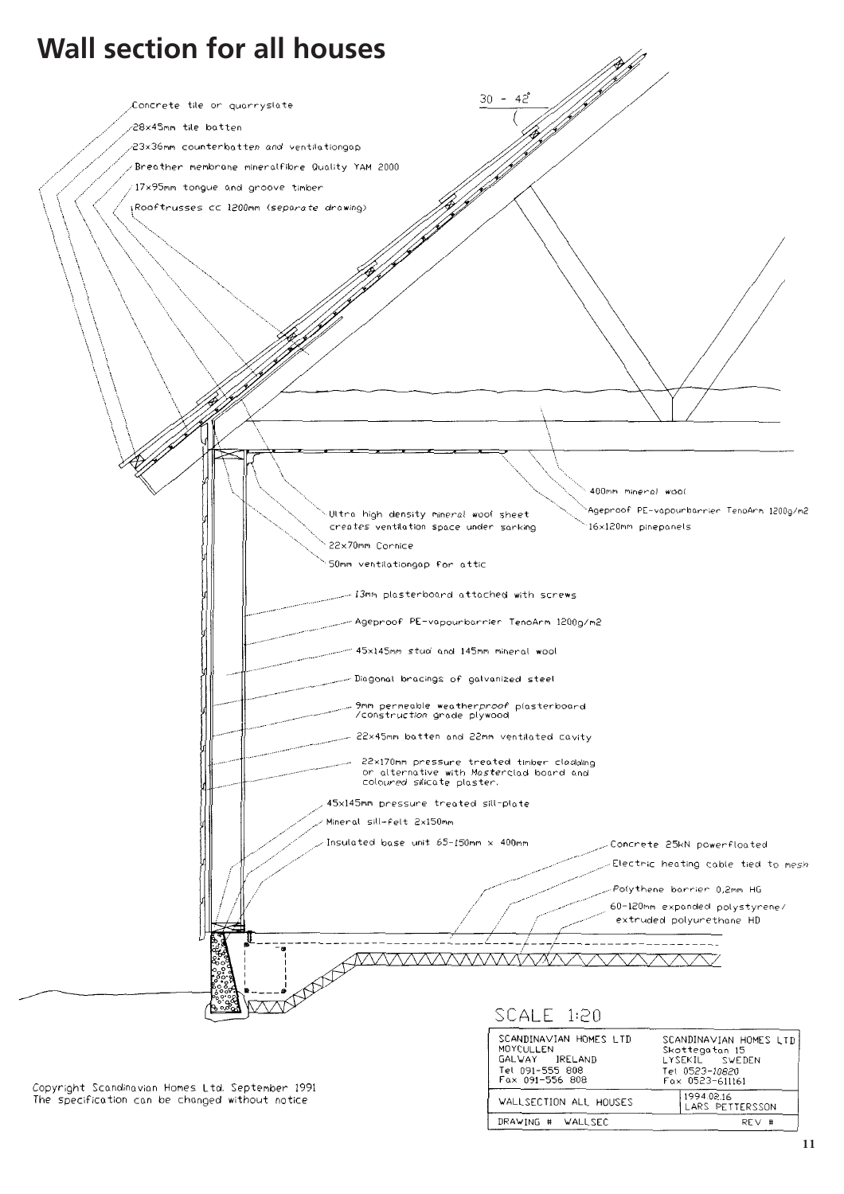# Wall section for all houses

30 - 42°

Concrete tile or quarryslate

28x45mm tile batten

23x36mm counterbatten and ventilationgap

Breather membrane mineralfibre Quality YAM 2000

17x95mm tongue and groove timber

Rooftrusses cc 1200mm (separate drawing)

400mm mineral wool

Ageproof PE-vapourbarrier TenoArm 1200g/m2

16x120mm pinepanels

Ultra high density mineral wool sheet creates ventilation space under sarking

22x70mm Cornice

50mm ventilationgap for attic

13mm plasterboard attached with screws

Ageproof PE-vapourbarrier TenoArm 1200g/m2

45x145mm stud and 145mm mineral wool

Diagonal bracings of galvanized steel

9mm permeable weatherproof plasterboard /construction grade plywood

22x45mm batten and 22mm ventilated cavity

22x170mm pressure treated timber cladding or alternative with Masterclad board and coloured silicate plaster.

45x145mm pressure treated sill-plate

Mineral sill-felt 2x150mm

Insulated base unit 65-150mm x 400mm

Concrete 25kN powerfloated

Electric heating cable tied to mesh

Polythene barrier 0,2mm HG

60-120mm expanded polystyrene/ extruded polyurethane HD

SCALE 1:20

| SCANDINAVIAN HOMES LTD<br>MOYCULLEN<br>GALWAY IRELAND<br>Tel 091-555 808<br>Fax 091-556 808 | SCANDINAVIAN HOMES LTD<br>Skottegatan 15<br>LYSEKIL SWEDEN<br>Tel 0523-10820<br>Fax 0523-611161 |
|---|---|
| WALLSECTION ALL HOUSES | 1994.02.16<br>LARS PETTERSSON |
| DRAWING # WALLSEC | REV # |

Copyright Scandinavian Homes Ltd. September 1991
The specification can be changed without notice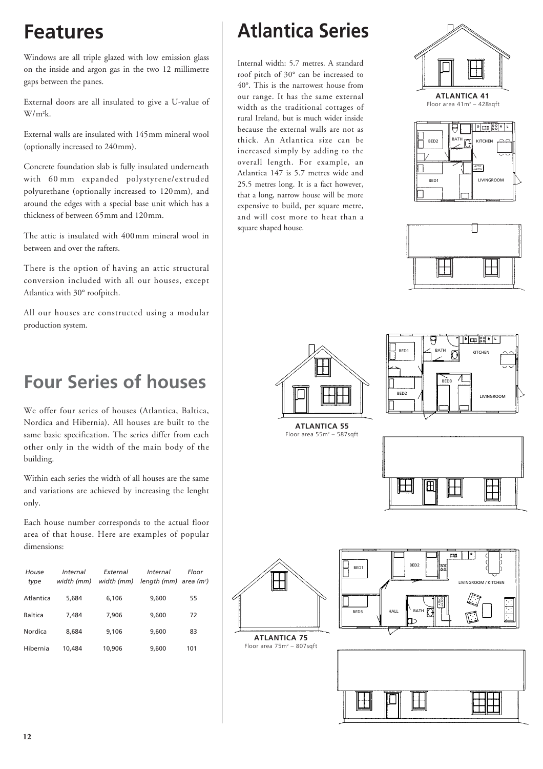# Features

Windows are all triple glazed with low emission glass on the inside and argon gas in the two 12 millimetre gaps between the panes.

External doors are all insulated to give a U-value of W/m$^2$k.

External walls are insulated with 145mm mineral wool (optionally increased to 240mm).

Concrete foundation slab is fully insulated underneath with 60mm expanded polystyrene/extruded polyurethane (optionally increased to 120mm), and around the edges with a special base unit which has a thickness of between 65mm and 120mm.

The attic is insulated with 400mm mineral wool in between and over the rafters.

There is the option of having an attic structural conversion included with all our houses, except Atlantica with 30° roofpitch.

All our houses are constructed using a modular production system.

# Four Series of houses

We offer four series of houses (Atlantica, Baltica, Nordica and Hibernia). All houses are built to the same basic specification. The series differ from each other only in the width of the main body of the building.

Within each series the width of all houses are the same and variations are achieved by increasing the lenght only.

Each house number corresponds to the actual floor area of that house. Here are examples of popular dimensions:

| *House type* | *Internal width (mm)* | *External width (mm)* | *Internal length (mm)* | *Floor area (m$^2$)* |
|---|---|---|---|---|
| Atlantica | 5,684 | 6,106 | 9,600 | 55 |
| Baltica | 7,484 | 7,906 | 9,600 | 72 |
| Nordica | 8,684 | 9,106 | 9,600 | 83 |
| Hibernia | 10,484 | 10,906 | 9,600 | 101 |

# Atlantica Series

Internal width: 5.7 metres. A standard roof pitch of 30° can be increased to 40°. This is the narrowest house from our range. It has the same external width as the traditional cottages of rural Ireland, but is much wider inside because the external walls are not as thick. An Atlantica size can be increased simply by adding to the overall length. For example, an Atlantica 147 is 5.7 metres wide and 25.5 metres long. It is a fact however, that a long, narrow house will be more expensive to build, per square metre, and will cost more to heat than a square shaped house.

**ATLANTICA 41**
Floor area 41m$^2$ – 428sqft

**ATLANTICA 55**
Floor area 55m$^2$ – 587sqft

**ATLANTICA 75**
Floor area 75m$^2$ – 807sqft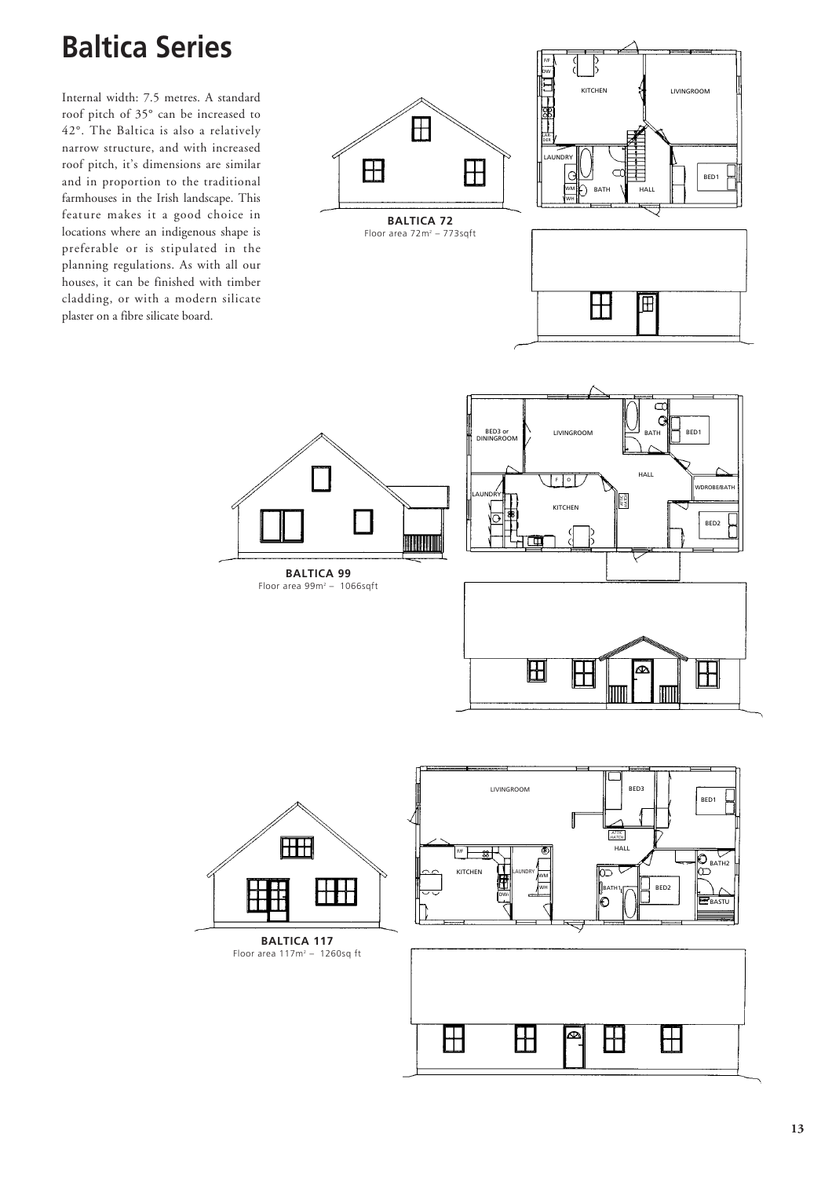# Baltica Series

Internal width: 7.5 metres. A standard roof pitch of 35° can be increased to 42°. The Baltica is also a relatively narrow structure, and with increased roof pitch, it's dimensions are similar and in proportion to the traditional farmhouses in the Irish landscape. This feature makes it a good choice in locations where an indigenous shape is preferable or is stipulated in the planning regulations. As with all our houses, it can be finished with timber cladding, or with a modern silicate plaster on a fibre silicate board.

**BALTICA 72**
Floor area 72m² – 773sqft

**BALTICA 99**
Floor area 99m² – 1066sqft

**BALTICA 117**
Floor area 117m² – 1260sq ft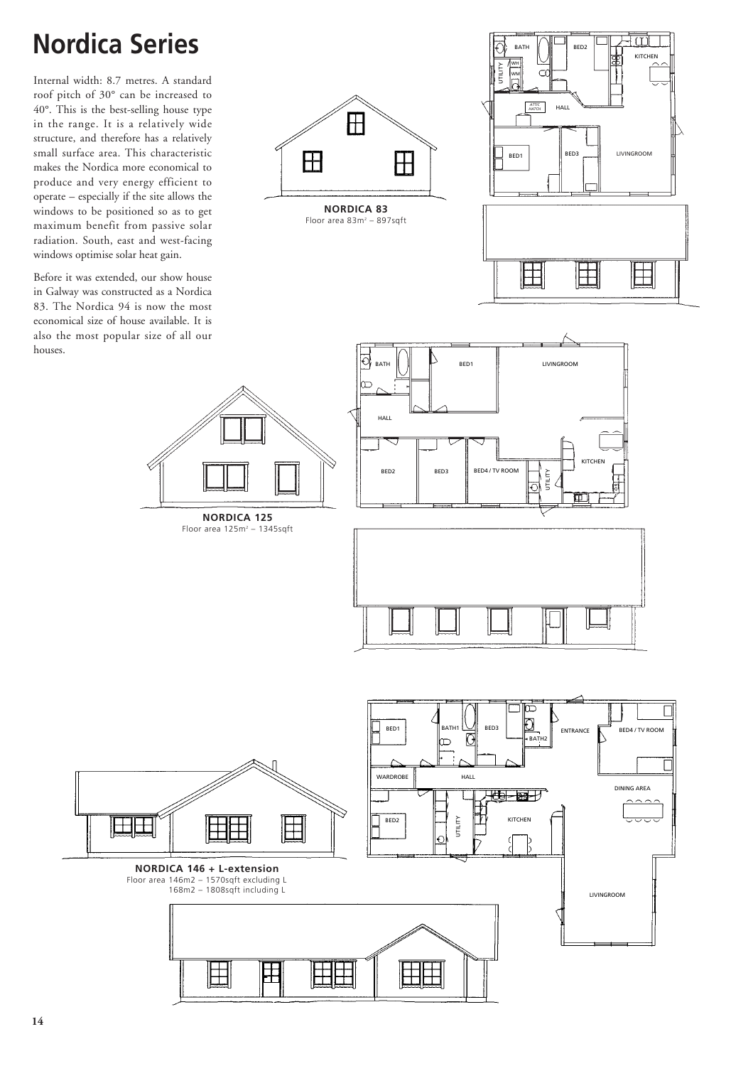# Nordica Series

Internal width: 8.7 metres. A standard roof pitch of 30° can be increased to 40°. This is the best-selling house type in the range. It is a relatively wide structure, and therefore has a relatively small surface area. This characteristic makes the Nordica more economical to produce and very energy efficient to operate – especially if the site allows the windows to be positioned so as to get maximum benefit from passive solar radiation. South, east and west-facing windows optimise solar heat gain.

Before it was extended, our show house in Galway was constructed as a Nordica 83. The Nordica 94 is now the most economical size of house available. It is also the most popular size of all our houses.

**NORDICA 83**
Floor area 83m² – 897sqft

BATH · BED2 · KITCHEN · UTILITY · WH · WM · ATTIC HATCH · HALL · BED1 · BED3 · LIVINGROOM

**NORDICA 125**
Floor area 125m² – 1345sqft

BATH · BED1 · LIVINGROOM · HALL · KITCHEN · BED2 · BED3 · BED4 / TV ROOM · UTILITY

**NORDICA 146 + L-extension**
Floor area 146m2 – 1570sqft excluding L
168m2 – 1808sqft including L

BED1 · BATH1 · BED3 · BATH2 · ENTRANCE · BED4 / TV ROOM · WARDROBE · HALL · DINING AREA · BED2 · UTILITY · KITCHEN · LIVINGROOM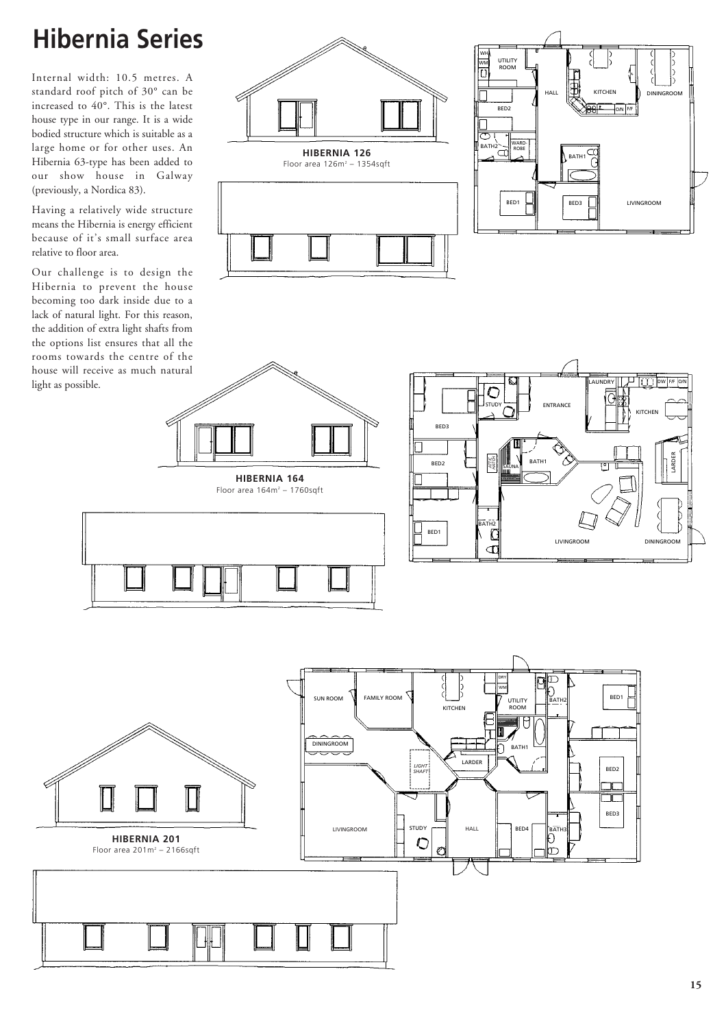# Hibernia Series

Internal width: 10.5 metres. A standard roof pitch of 30° can be increased to 40°. This is the latest house type in our range. It is a wide bodied structure which is suitable as a large home or for other uses. An Hibernia 63-type has been added to our show house in Galway (previously, a Nordica 83).

Having a relatively wide structure means the Hibernia is energy efficient because of it's small surface area relative to floor area.

Our challenge is to design the Hibernia to prevent the house becoming too dark inside due to a lack of natural light. For this reason, the addition of extra light shafts from the options list ensures that all the rooms towards the centre of the house will receive as much natural light as possible.

**HIBERNIA 126**
Floor area 126m² – 1354sqft

**HIBERNIA 164**
Floor area 164m² – 1760sqft

**HIBERNIA 201**
Floor area 201m² – 2166sqft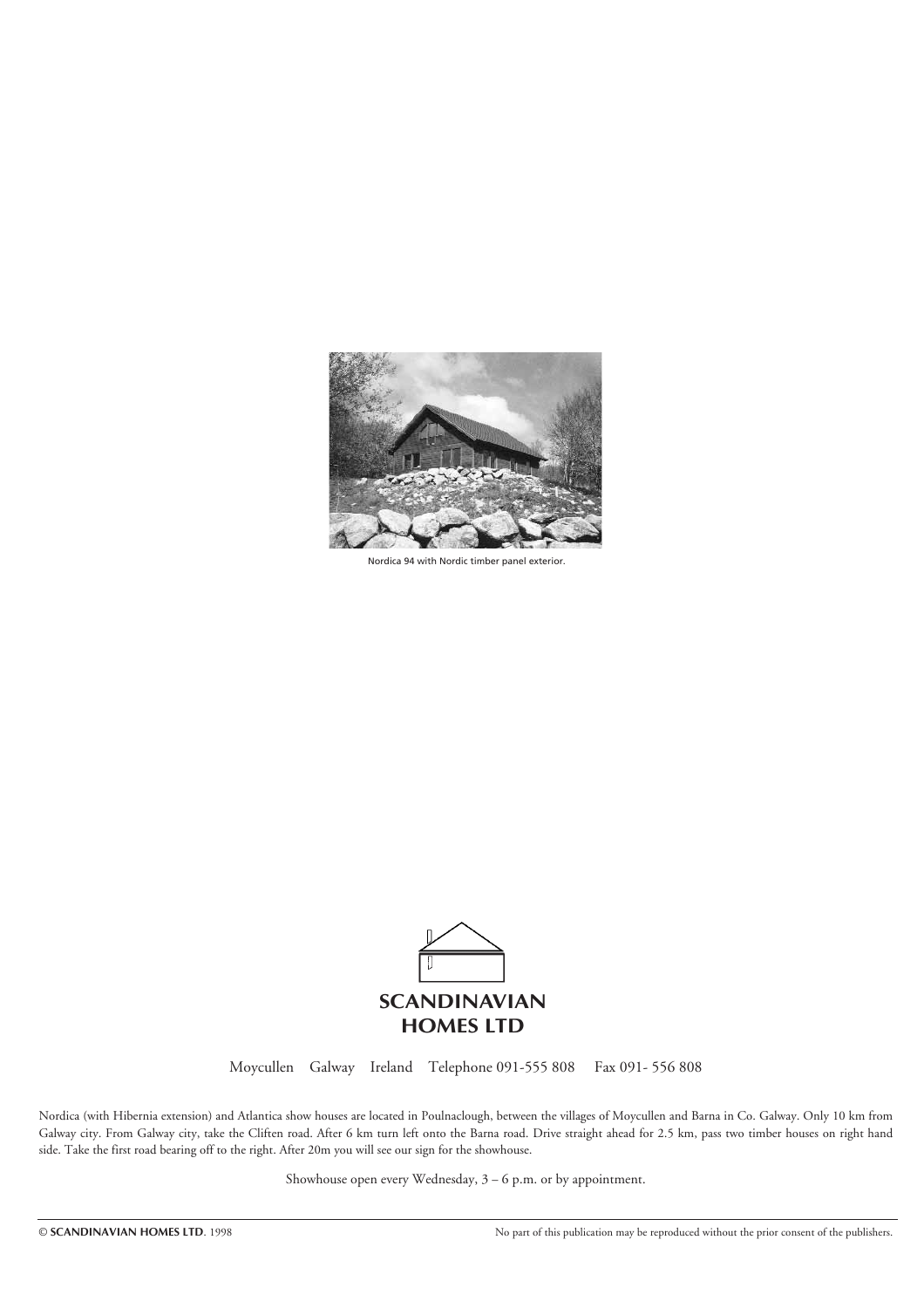Nordica 94 with Nordic timber panel exterior.

**SCANDINAVIAN HOMES LTD**

Moycullen Galway Ireland Telephone 091-555 808 Fax 091- 556 808

Nordica (with Hibernia extension) and Atlantica show houses are located in Poulnaclough, between the villages of Moycullen and Barna in Co. Galway. Only 10 km from Galway city. From Galway city, take the Cliften road. After 6 km turn left onto the Barna road. Drive straight ahead for 2.5 km, pass two timber houses on right hand side. Take the first road bearing off to the right. After 20m you will see our sign for the showhouse.

Showhouse open every Wednesday, 3 – 6 p.m. or by appointment.

© **SCANDINAVIAN HOMES LTD**. 1998

No part of this publication may be reproduced without the prior consent of the publishers.